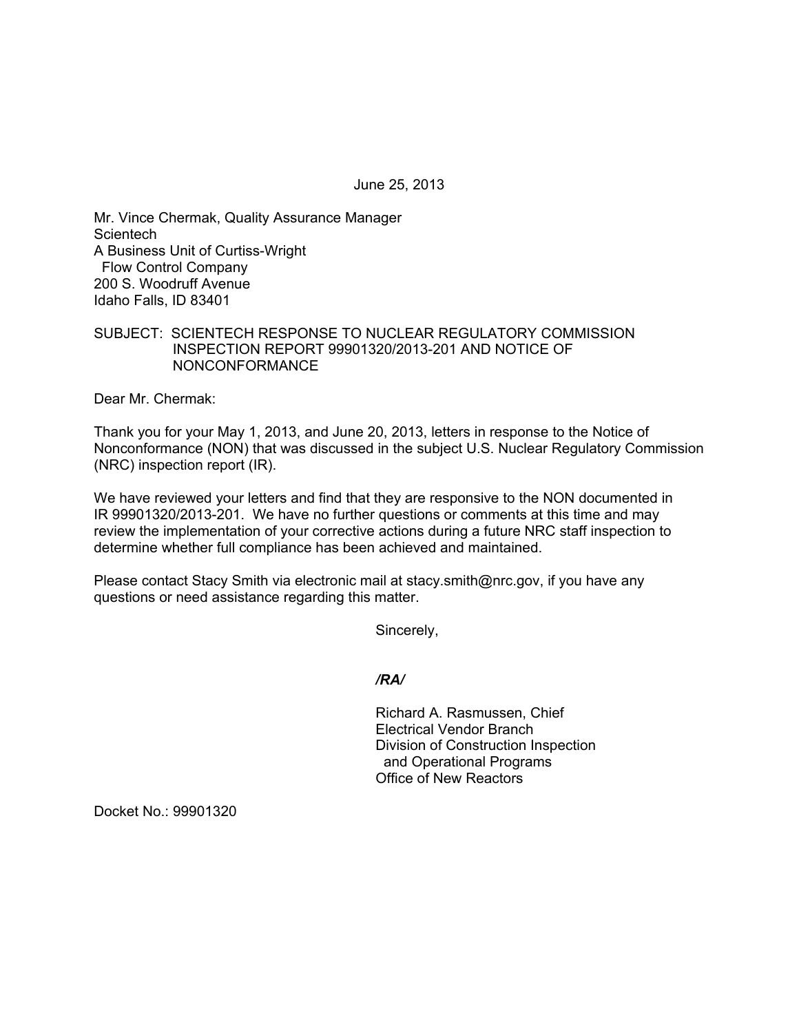June 25, 2013

Mr. Vince Chermak, Quality Assurance Manager
Scientech
A Business Unit of Curtiss-Wright
Flow Control Company
200 S. Woodruff Avenue
Idaho Falls, ID 83401

SUBJECT: SCIENTECH RESPONSE TO NUCLEAR REGULATORY COMMISSION INSPECTION REPORT 99901320/2013-201 AND NOTICE OF NONCONFORMANCE

Dear Mr. Chermak:

Thank you for your May 1, 2013, and June 20, 2013, letters in response to the Notice of Nonconformance (NON) that was discussed in the subject U.S. Nuclear Regulatory Commission (NRC) inspection report (IR).

We have reviewed your letters and find that they are responsive to the NON documented in IR 99901320/2013-201. We have no further questions or comments at this time and may review the implementation of your corrective actions during a future NRC staff inspection to determine whether full compliance has been achieved and maintained.

Please contact Stacy Smith via electronic mail at stacy.smith@nrc.gov, if you have any questions or need assistance regarding this matter.

Sincerely,

*/RA/*

Richard A. Rasmussen, Chief
Electrical Vendor Branch
Division of Construction Inspection
and Operational Programs
Office of New Reactors

Docket No.: 99901320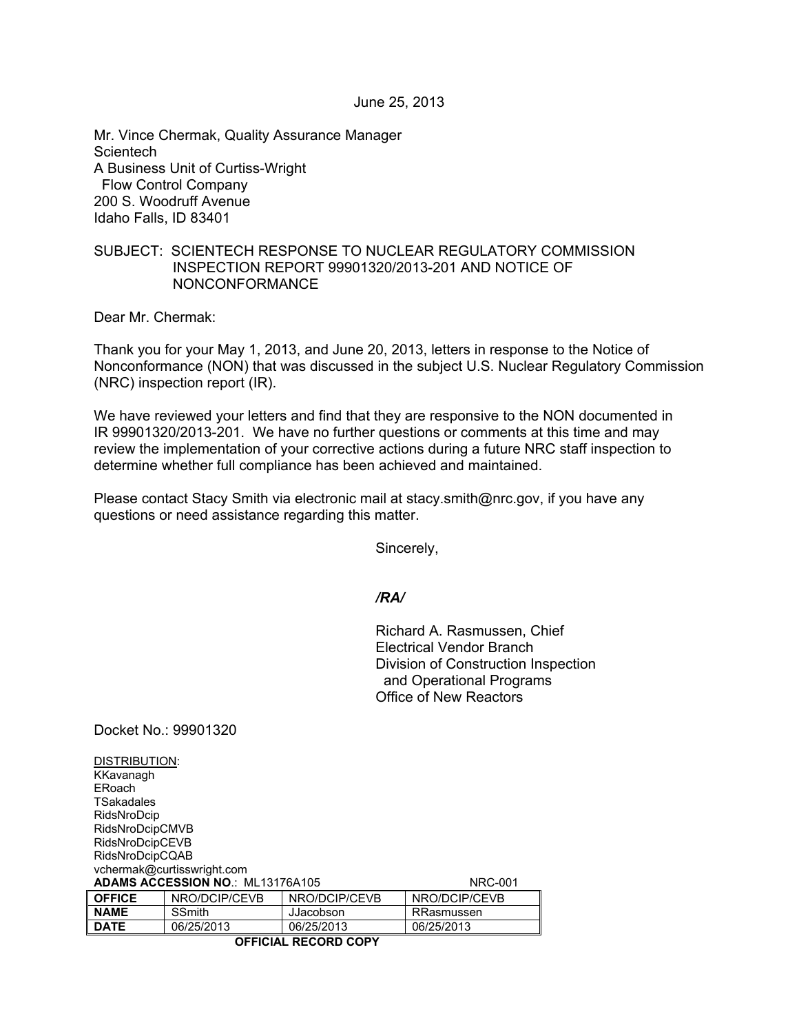June 25, 2013

Mr. Vince Chermak, Quality Assurance Manager
Scientech
A Business Unit of Curtiss-Wright
Flow Control Company
200 S. Woodruff Avenue
Idaho Falls, ID 83401

SUBJECT: SCIENTECH RESPONSE TO NUCLEAR REGULATORY COMMISSION INSPECTION REPORT 99901320/2013-201 AND NOTICE OF NONCONFORMANCE

Dear Mr. Chermak:

Thank you for your May 1, 2013, and June 20, 2013, letters in response to the Notice of Nonconformance (NON) that was discussed in the subject U.S. Nuclear Regulatory Commission (NRC) inspection report (IR).

We have reviewed your letters and find that they are responsive to the NON documented in IR 99901320/2013-201. We have no further questions or comments at this time and may review the implementation of your corrective actions during a future NRC staff inspection to determine whether full compliance has been achieved and maintained.

Please contact Stacy Smith via electronic mail at stacy.smith@nrc.gov, if you have any questions or need assistance regarding this matter.

Sincerely,

*/RA/*

Richard A. Rasmussen, Chief
Electrical Vendor Branch
Division of Construction Inspection
and Operational Programs
Office of New Reactors

Docket No.: 99901320

DISTRIBUTION:
KKavanagh
ERoach
TSakadales
RidsNroDcip
RidsNroDcipCMVB
RidsNroDcipCEVB
RidsNroDcipCQAB
vchermak@curtisswright.com

**ADAMS ACCESSION NO.**: ML13176A105 NRC-001

| **OFFICE** | NRO/DCIP/CEVB | NRO/DCIP/CEVB | NRO/DCIP/CEVB |
|---|---|---|---|
| **NAME** | SSmith | JJacobson | RRasmussen |
| **DATE** | 06/25/2013 | 06/25/2013 | 06/25/2013 |

**OFFICIAL RECORD COPY**